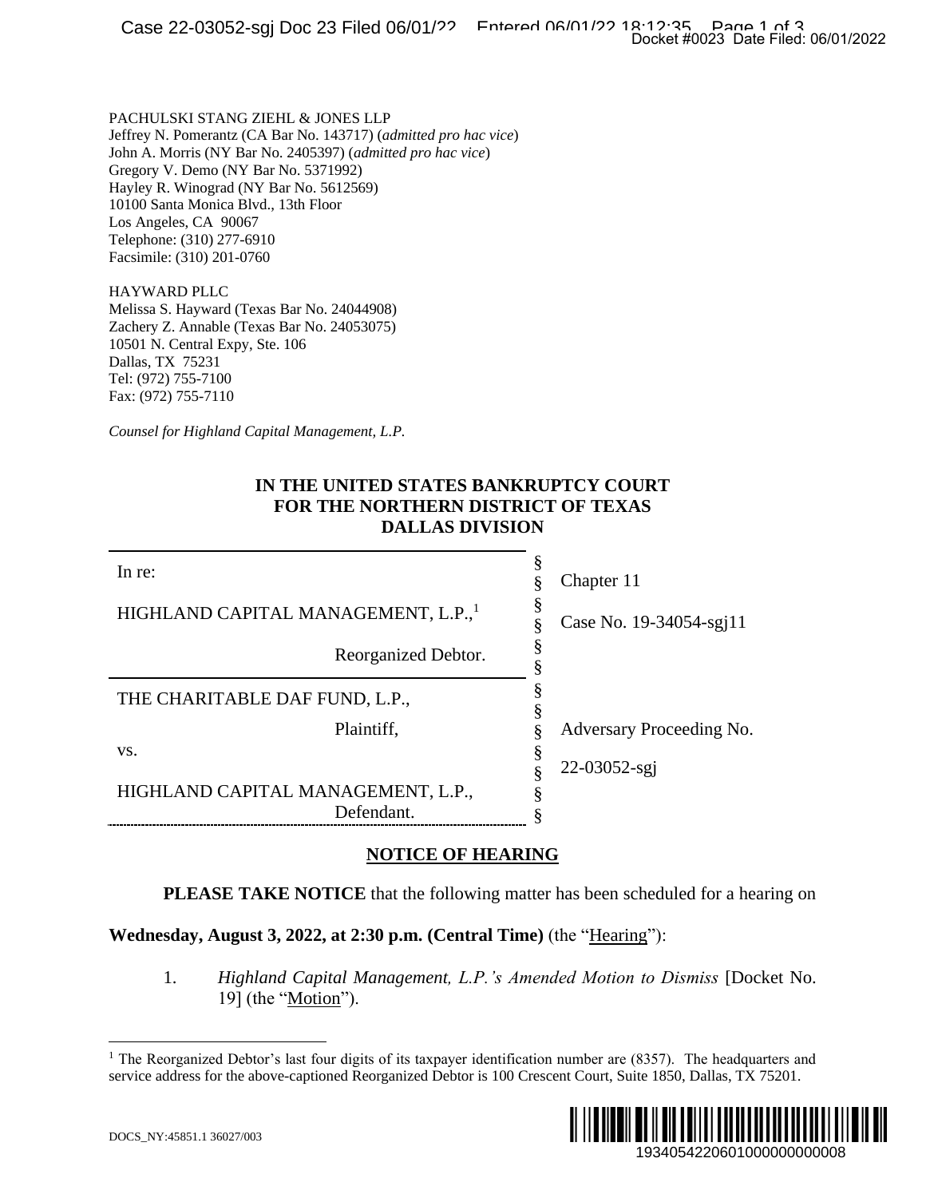PACHULSKI STANG ZIEHL & JONES LLP
Jeffrey N. Pomerantz (CA Bar No. 143717) (*admitted pro hac vice*)
John A. Morris (NY Bar No. 2405397) (*admitted pro hac vice*)
Gregory V. Demo (NY Bar No. 5371992)
Hayley R. Winograd (NY Bar No. 5612569)
10100 Santa Monica Blvd., 13th Floor
Los Angeles, CA 90067
Telephone: (310) 277-6910
Facsimile: (310) 201-0760

HAYWARD PLLC
Melissa S. Hayward (Texas Bar No. 24044908)
Zachery Z. Annable (Texas Bar No. 24053075)
10501 N. Central Expy, Ste. 106
Dallas, TX 75231
Tel: (972) 755-7100
Fax: (972) 755-7110

*Counsel for Highland Capital Management, L.P.*

**IN THE UNITED STATES BANKRUPTCY COURT
FOR THE NORTHERN DISTRICT OF TEXAS
DALLAS DIVISION**

| | | |
|---|---|---|
| In re: | § | Chapter 11 |
| HIGHLAND CAPITAL MANAGEMENT, L.P.,[1] | § | Case No. 19-34054-sgj11 |
| Reorganized Debtor. | § | |
| THE CHARITABLE DAF FUND, L.P., | § | |
| Plaintiff, | § | Adversary Proceeding No. |
| vs. | § | 22-03052-sgj |
| HIGHLAND CAPITAL MANAGEMENT, L.P., Defendant. | § | |

**NOTICE OF HEARING**

**PLEASE TAKE NOTICE** that the following matter has been scheduled for a hearing on **Wednesday, August 3, 2022, at 2:30 p.m. (Central Time)** (the "Hearing"):

1. *Highland Capital Management, L.P.'s Amended Motion to Dismiss* [Docket No. 19] (the "Motion").

[1] The Reorganized Debtor's last four digits of its taxpayer identification number are (8357). The headquarters and service address for the above-captioned Reorganized Debtor is 100 Crescent Court, Suite 1850, Dallas, TX 75201.

DOCS_NY:45851.1 36027/003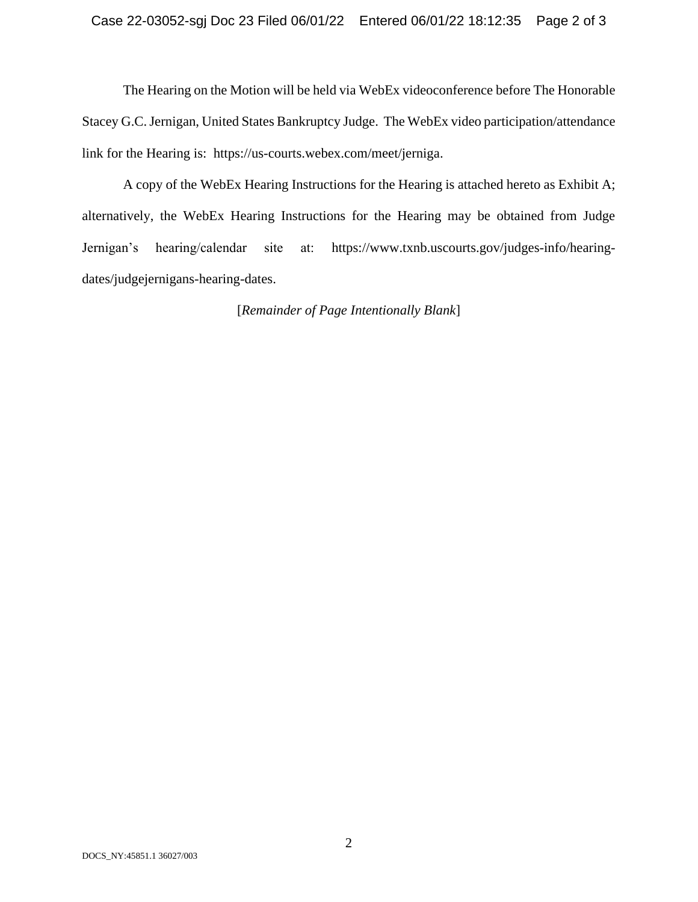The Hearing on the Motion will be held via WebEx videoconference before The Honorable Stacey G.C. Jernigan, United States Bankruptcy Judge. The WebEx video participation/attendance link for the Hearing is: https://us-courts.webex.com/meet/jerniga.

A copy of the WebEx Hearing Instructions for the Hearing is attached hereto as Exhibit A; alternatively, the WebEx Hearing Instructions for the Hearing may be obtained from Judge Jernigan's hearing/calendar site at: https://www.txnb.uscourts.gov/judges-info/hearing-dates/judgejernigans-hearing-dates.

[*Remainder of Page Intentionally Blank*]

DOCS_NY:45851.1 36027/003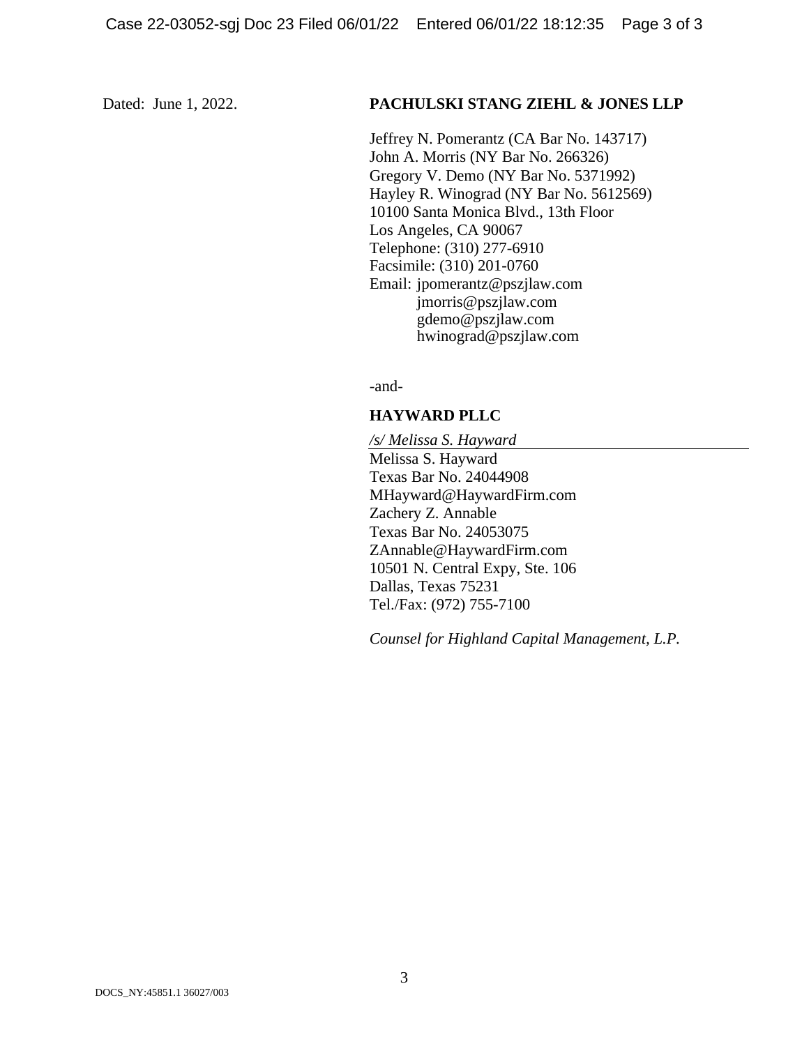Dated: June 1, 2022.

**PACHULSKI STANG ZIEHL & JONES LLP**

Jeffrey N. Pomerantz (CA Bar No. 143717)
John A. Morris (NY Bar No. 266326)
Gregory V. Demo (NY Bar No. 5371992)
Hayley R. Winograd (NY Bar No. 5612569)
10100 Santa Monica Blvd., 13th Floor
Los Angeles, CA 90067
Telephone: (310) 277-6910
Facsimile: (310) 201-0760
Email: jpomerantz@pszjlaw.com
jmorris@pszjlaw.com
gdemo@pszjlaw.com
hwinograd@pszjlaw.com

-and-

**HAYWARD PLLC**

*/s/ Melissa S. Hayward*
Melissa S. Hayward
Texas Bar No. 24044908
MHayward@HaywardFirm.com
Zachery Z. Annable
Texas Bar No. 24053075
ZAnnable@HaywardFirm.com
10501 N. Central Expy, Ste. 106
Dallas, Texas 75231
Tel./Fax: (972) 755-7100

*Counsel for Highland Capital Management, L.P.*

DOCS_NY:45851.1 36027/003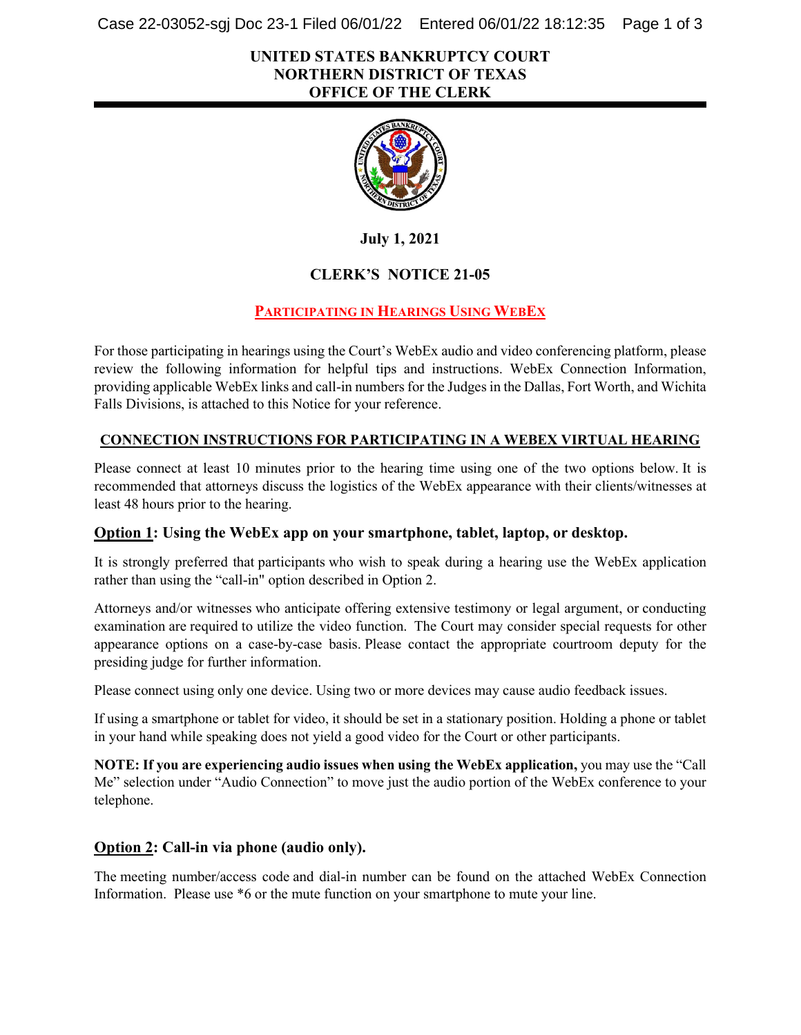**UNITED STATES BANKRUPTCY COURT**
**NORTHERN DISTRICT OF TEXAS**
**OFFICE OF THE CLERK**

**July 1, 2021**

## CLERK'S NOTICE 21-05

## PARTICIPATING IN HEARINGS USING WEBEX

For those participating in hearings using the Court's WebEx audio and video conferencing platform, please review the following information for helpful tips and instructions. WebEx Connection Information, providing applicable WebEx links and call-in numbers for the Judges in the Dallas, Fort Worth, and Wichita Falls Divisions, is attached to this Notice for your reference.

### CONNECTION INSTRUCTIONS FOR PARTICIPATING IN A WEBEX VIRTUAL HEARING

Please connect at least 10 minutes prior to the hearing time using one of the two options below. It is recommended that attorneys discuss the logistics of the WebEx appearance with their clients/witnesses at least 48 hours prior to the hearing.

### Option 1: Using the WebEx app on your smartphone, tablet, laptop, or desktop.

It is strongly preferred that participants who wish to speak during a hearing use the WebEx application rather than using the "call-in" option described in Option 2.

Attorneys and/or witnesses who anticipate offering extensive testimony or legal argument, or conducting examination are required to utilize the video function. The Court may consider special requests for other appearance options on a case-by-case basis. Please contact the appropriate courtroom deputy for the presiding judge for further information.

Please connect using only one device. Using two or more devices may cause audio feedback issues.

If using a smartphone or tablet for video, it should be set in a stationary position. Holding a phone or tablet in your hand while speaking does not yield a good video for the Court or other participants.

**NOTE: If you are experiencing audio issues when using the WebEx application,** you may use the "Call Me" selection under "Audio Connection" to move just the audio portion of the WebEx conference to your telephone.

### Option 2: Call-in via phone (audio only).

The meeting number/access code and dial-in number can be found on the attached WebEx Connection Information. Please use *6 or the mute function on your smartphone to mute your line.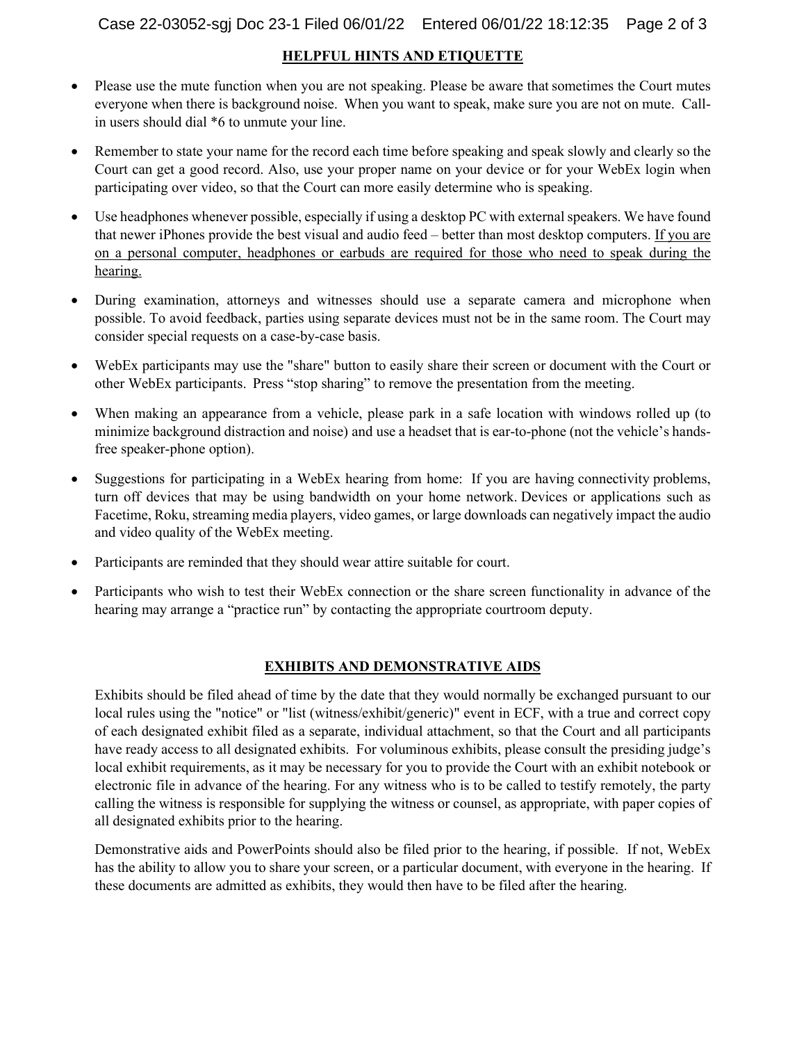## HELPFUL HINTS AND ETIQUETTE

- Please use the mute function when you are not speaking. Please be aware that sometimes the Court mutes everyone when there is background noise. When you want to speak, make sure you are not on mute. Call-in users should dial *6 to unmute your line.

- Remember to state your name for the record each time before speaking and speak slowly and clearly so the Court can get a good record. Also, use your proper name on your device or for your WebEx login when participating over video, so that the Court can more easily determine who is speaking.

- Use headphones whenever possible, especially if using a desktop PC with external speakers. We have found that newer iPhones provide the best visual and audio feed – better than most desktop computers. <u>If you are on a personal computer, headphones or earbuds are required for those who need to speak during the hearing.</u>

- During examination, attorneys and witnesses should use a separate camera and microphone when possible. To avoid feedback, parties using separate devices must not be in the same room. The Court may consider special requests on a case-by-case basis.

- WebEx participants may use the "share" button to easily share their screen or document with the Court or other WebEx participants. Press "stop sharing" to remove the presentation from the meeting.

- When making an appearance from a vehicle, please park in a safe location with windows rolled up (to minimize background distraction and noise) and use a headset that is ear-to-phone (not the vehicle's hands-free speaker-phone option).

- Suggestions for participating in a WebEx hearing from home: If you are having connectivity problems, turn off devices that may be using bandwidth on your home network. Devices or applications such as Facetime, Roku, streaming media players, video games, or large downloads can negatively impact the audio and video quality of the WebEx meeting.

- Participants are reminded that they should wear attire suitable for court.

- Participants who wish to test their WebEx connection or the share screen functionality in advance of the hearing may arrange a "practice run" by contacting the appropriate courtroom deputy.

## EXHIBITS AND DEMONSTRATIVE AIDS

Exhibits should be filed ahead of time by the date that they would normally be exchanged pursuant to our local rules using the "notice" or "list (witness/exhibit/generic)" event in ECF, with a true and correct copy of each designated exhibit filed as a separate, individual attachment, so that the Court and all participants have ready access to all designated exhibits. For voluminous exhibits, please consult the presiding judge's local exhibit requirements, as it may be necessary for you to provide the Court with an exhibit notebook or electronic file in advance of the hearing. For any witness who is to be called to testify remotely, the party calling the witness is responsible for supplying the witness or counsel, as appropriate, with paper copies of all designated exhibits prior to the hearing.

Demonstrative aids and PowerPoints should also be filed prior to the hearing, if possible. If not, WebEx has the ability to allow you to share your screen, or a particular document, with everyone in the hearing. If these documents are admitted as exhibits, they would then have to be filed after the hearing.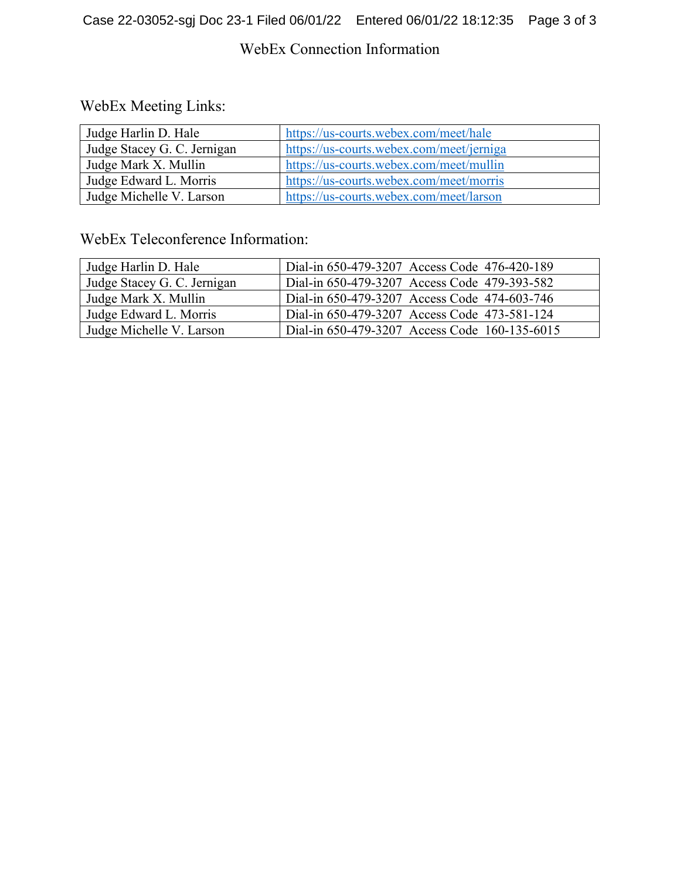# WebEx Connection Information

## WebEx Meeting Links:

| | |
|---|---|
| Judge Harlin D. Hale | https://us-courts.webex.com/meet/hale |
| Judge Stacey G. C. Jernigan | https://us-courts.webex.com/meet/jerniga |
| Judge Mark X. Mullin | https://us-courts.webex.com/meet/mullin |
| Judge Edward L. Morris | https://us-courts.webex.com/meet/morris |
| Judge Michelle V. Larson | https://us-courts.webex.com/meet/larson |

## WebEx Teleconference Information:

| | |
|---|---|
| Judge Harlin D. Hale | Dial-in 650-479-3207 Access Code 476-420-189 |
| Judge Stacey G. C. Jernigan | Dial-in 650-479-3207 Access Code 479-393-582 |
| Judge Mark X. Mullin | Dial-in 650-479-3207 Access Code 474-603-746 |
| Judge Edward L. Morris | Dial-in 650-479-3207 Access Code 473-581-124 |
| Judge Michelle V. Larson | Dial-in 650-479-3207 Access Code 160-135-6015 |